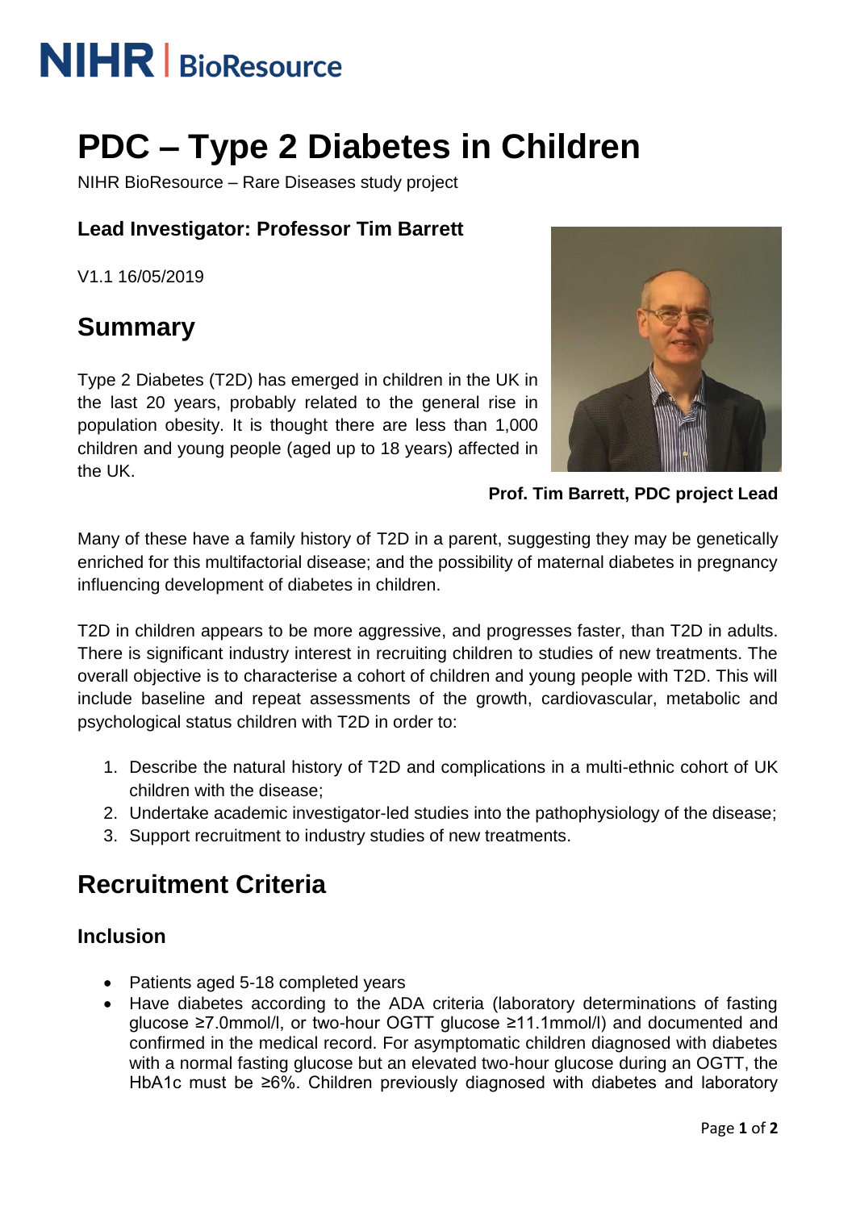NIHR | BioResource

# PDC – Type 2 Diabetes in Children

NIHR BioResource – Rare Diseases study project

### Lead Investigator: Professor Tim Barrett

V1.1 16/05/2019

## Summary

Type 2 Diabetes (T2D) has emerged in children in the UK in the last 20 years, probably related to the general rise in population obesity. It is thought there are less than 1,000 children and young people (aged up to 18 years) affected in the UK.

**Prof. Tim Barrett, PDC project Lead**

Many of these have a family history of T2D in a parent, suggesting they may be genetically enriched for this multifactorial disease; and the possibility of maternal diabetes in pregnancy influencing development of diabetes in children.

T2D in children appears to be more aggressive, and progresses faster, than T2D in adults. There is significant industry interest in recruiting children to studies of new treatments. The overall objective is to characterise a cohort of children and young people with T2D. This will include baseline and repeat assessments of the growth, cardiovascular, metabolic and psychological status children with T2D in order to:

1. Describe the natural history of T2D and complications in a multi-ethnic cohort of UK children with the disease;
2. Undertake academic investigator-led studies into the pathophysiology of the disease;
3. Support recruitment to industry studies of new treatments.

## Recruitment Criteria

### Inclusion

- Patients aged 5-18 completed years
- Have diabetes according to the ADA criteria (laboratory determinations of fasting glucose ≥7.0mmol/l, or two-hour OGTT glucose ≥11.1mmol/l) and documented and confirmed in the medical record. For asymptomatic children diagnosed with diabetes with a normal fasting glucose but an elevated two-hour glucose during an OGTT, the HbA1c must be ≥6%. Children previously diagnosed with diabetes and laboratory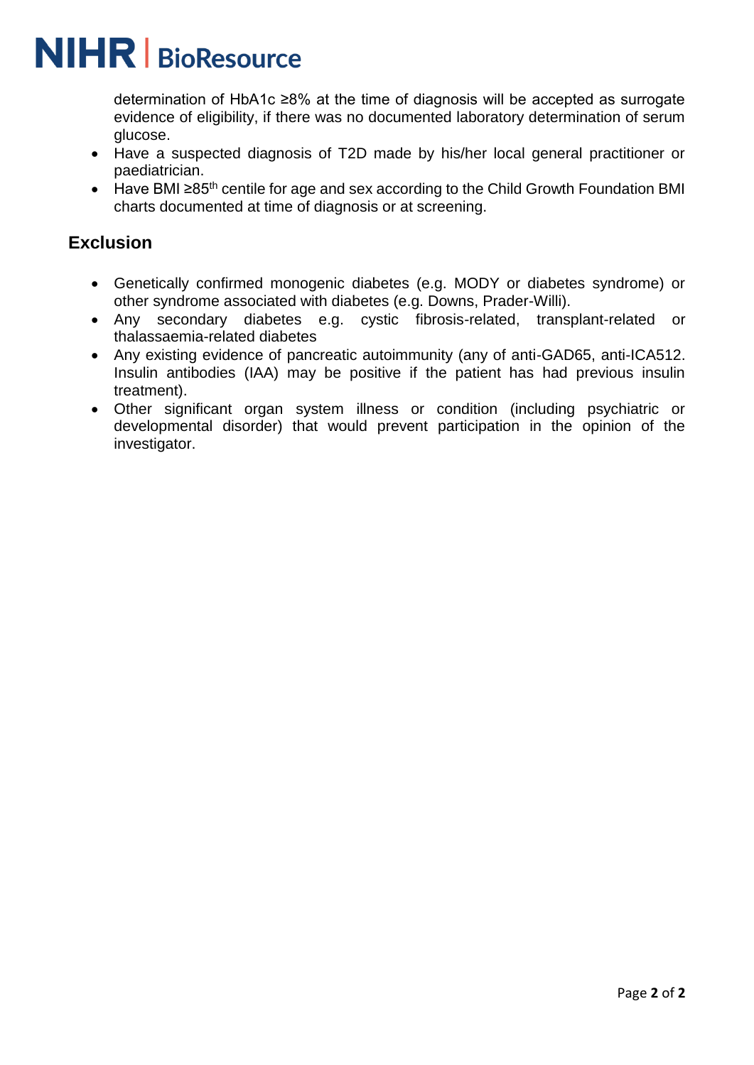determination of HbA1c ≥8% at the time of diagnosis will be accepted as surrogate evidence of eligibility, if there was no documented laboratory determination of serum glucose.

- Have a suspected diagnosis of T2D made by his/her local general practitioner or paediatrician.
- Have BMI ≥85$^{th}$ centile for age and sex according to the Child Growth Foundation BMI charts documented at time of diagnosis or at screening.

## Exclusion

- Genetically confirmed monogenic diabetes (e.g. MODY or diabetes syndrome) or other syndrome associated with diabetes (e.g. Downs, Prader-Willi).
- Any secondary diabetes e.g. cystic fibrosis-related, transplant-related or thalassaemia-related diabetes
- Any existing evidence of pancreatic autoimmunity (any of anti-GAD65, anti-ICA512. Insulin antibodies (IAA) may be positive if the patient has had previous insulin treatment).
- Other significant organ system illness or condition (including psychiatric or developmental disorder) that would prevent participation in the opinion of the investigator.